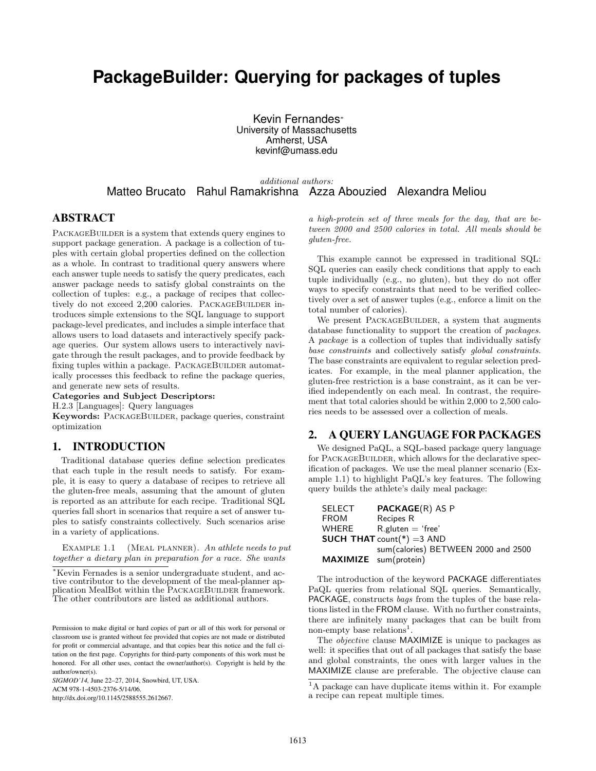# PackageBuilder: Querying for packages of tuples

Kevin Fernandes*
University of Massachusetts
Amherst, USA
kevinf@umass.edu

*additional authors:*
Matteo Brucato Rahul Ramakrishna Azza Abouzied Alexandra Meliou

## ABSTRACT

PACKAGEBUILDER is a system that extends query engines to support package generation. A package is a collection of tuples with certain global properties defined on the collection as a whole. In contrast to traditional query answers where each answer tuple needs to satisfy the query predicates, each answer package needs to satisfy global constraints on the collection of tuples: e.g., a package of recipes that collectively do not exceed 2,200 calories. PACKAGEBUILDER introduces simple extensions to the SQL language to support package-level predicates, and includes a simple interface that allows users to load datasets and interactively specify package queries. Our system allows users to interactively navigate through the result packages, and to provide feedback by fixing tuples within a package. PACKAGEBUILDER automatically processes this feedback to refine the package queries, and generate new sets of results.

**Categories and Subject Descriptors:**
H.2.3 [Languages]: Query languages

**Keywords:** PACKAGEBUILDER, package queries, constraint optimization

## 1. INTRODUCTION

Traditional database queries define selection predicates that each tuple in the result needs to satisfy. For example, it is easy to query a database of recipes to retrieve all the gluten-free meals, assuming that the amount of gluten is reported as an attribute for each recipe. Traditional SQL queries fall short in scenarios that require a set of answer tuples to satisfy constraints collectively. Such scenarios arise in a variety of applications.

EXAMPLE 1.1 (MEAL PLANNER). *An athlete needs to put together a dietary plan in preparation for a race. She wants a high-protein set of three meals for the day, that are between 2000 and 2500 calories in total. All meals should be gluten-free.*

This example cannot be expressed in traditional SQL: SQL queries can easily check conditions that apply to each tuple individually (e.g., no gluten), but they do not offer ways to specify constraints that need to be verified collectively over a set of answer tuples (e.g., enforce a limit on the total number of calories).

We present PACKAGEBUILDER, a system that augments database functionality to support the creation of *packages*. A *package* is a collection of tuples that individually satisfy *base constraints* and collectively satisfy *global constraints*. The base constraints are equivalent to regular selection predicates. For example, in the meal planner application, the gluten-free restriction is a base constraint, as it can be verified independently on each meal. In contrast, the requirement that total calories should be within 2,000 to 2,500 calories needs to be assessed over a collection of meals.

## 2. A QUERY LANGUAGE FOR PACKAGES

We designed PaQL, a SQL-based package query language for PACKAGEBUILDER, which allows for the declarative specification of packages. We use the meal planner scenario (Example 1.1) to highlight PaQL's key features. The following query builds the athlete's daily meal package:

```
SELECT     PACKAGE(R) AS P
FROM       Recipes R
WHERE      R.gluten = 'free'
SUCH THAT  count(*) =3 AND
           sum(calories) BETWEEN 2000 and 2500
MAXIMIZE   sum(protein)
```

The introduction of the keyword PACKAGE differentiates PaQL queries from relational SQL queries. Semantically, PACKAGE, constructs *bags* from the tuples of the base relations listed in the FROM clause. With no further constraints, there are infinitely many packages that can be built from non-empty base relations[1].

The *objective* clause MAXIMIZE is unique to packages as well: it specifies that out of all packages that satisfy the base and global constraints, the ones with larger values in the MAXIMIZE clause are preferable. The objective clause can

*Kevin Fernandes is a senior undergraduate student, and active contributor to the development of the meal-planner application MealBot within the PACKAGEBUILDER framework. The other contributors are listed as additional authors.

[1]A package can have duplicate items within it. For example a recipe can repeat multiple times.

Permission to make digital or hard copies of part or all of this work for personal or classroom use is granted without fee provided that copies are not made or distributed for profit or commercial advantage, and that copies bear this notice and the full citation on the first page. Copyrights for third-party components of this work must be honored. For all other uses, contact the owner/author(s). Copyright is held by the author/owner(s).
*SIGMOD'14,* June 22–27, 2014, Snowbird, UT, USA.
ACM 978-1-4503-2376-5/14/06.
http://dx.doi.org/10.1145/2588555.2612667.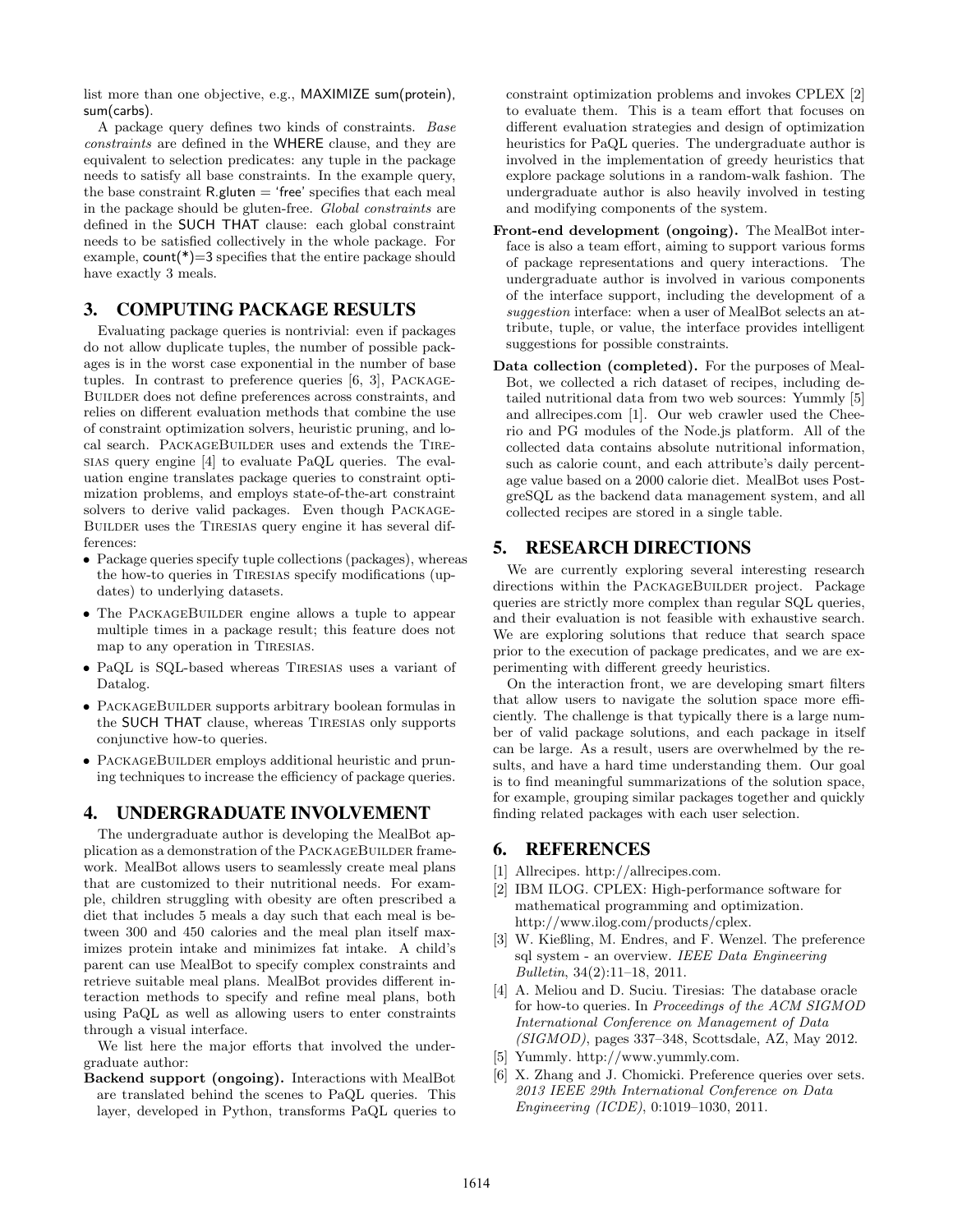list more than one objective, e.g., MAXIMIZE sum(protein), sum(carbs).

A package query defines two kinds of constraints. *Base constraints* are defined in the WHERE clause, and they are equivalent to selection predicates: any tuple in the package needs to satisfy all base constraints. In the example query, the base constraint R.gluten = 'free' specifies that each meal in the package should be gluten-free. *Global constraints* are defined in the SUCH THAT clause: each global constraint needs to be satisfied collectively in the whole package. For example, count(*)=3 specifies that the entire package should have exactly 3 meals.

## 3. COMPUTING PACKAGE RESULTS

Evaluating package queries is nontrivial: even if packages do not allow duplicate tuples, the number of possible packages is in the worst case exponential in the number of base tuples. In contrast to preference queries [6, 3], PackageBuilder does not define preferences across constraints, and relies on different evaluation methods that combine the use of constraint optimization solvers, heuristic pruning, and local search. PackageBuilder uses and extends the Tiresias query engine [4] to evaluate PaQL queries. The evaluation engine translates package queries to constraint optimization problems, and employs state-of-the-art constraint solvers to derive valid packages. Even though PackageBuilder uses the Tiresias query engine it has several differences:

- Package queries specify tuple collections (packages), whereas the how-to queries in Tiresias specify modifications (updates) to underlying datasets.
- The PackageBuilder engine allows a tuple to appear multiple times in a package result; this feature does not map to any operation in Tiresias.
- PaQL is SQL-based whereas Tiresias uses a variant of Datalog.
- PackageBuilder supports arbitrary boolean formulas in the SUCH THAT clause, whereas Tiresias only supports conjunctive how-to queries.
- PackageBuilder employs additional heuristic and pruning techniques to increase the efficiency of package queries.

## 4. UNDERGRADUATE INVOLVEMENT

The undergraduate author is developing the MealBot application as a demonstration of the PackageBuilder framework. MealBot allows users to seamlessly create meal plans that are customized to their nutritional needs. For example, children struggling with obesity are often prescribed a diet that includes 5 meals a day such that each meal is between 300 and 450 calories and the meal plan itself maximizes protein intake and minimizes fat intake. A child's parent can use MealBot to specify complex constraints and retrieve suitable meal plans. MealBot provides different interaction methods to specify and refine meal plans, both using PaQL as well as allowing users to enter constraints through a visual interface.

We list here the major efforts that involved the undergraduate author:

**Backend support (ongoing).** Interactions with MealBot are translated behind the scenes to PaQL queries. This layer, developed in Python, transforms PaQL queries to constraint optimization problems and invokes CPLEX [2] to evaluate them. This is a team effort that focuses on different evaluation strategies and design of optimization heuristics for PaQL queries. The undergraduate author is involved in the implementation of greedy heuristics that explore package solutions in a random-walk fashion. The undergraduate author is also heavily involved in testing and modifying components of the system.

**Front-end development (ongoing).** The MealBot interface is also a team effort, aiming to support various forms of package representations and query interactions. The undergraduate author is involved in various components of the interface support, including the development of a *suggestion* interface: when a user of MealBot selects an attribute, tuple, or value, the interface provides intelligent suggestions for possible constraints.

**Data collection (completed).** For the purposes of MealBot, we collected a rich dataset of recipes, including detailed nutritional data from two web sources: Yummly [5] and allrecipes.com [1]. Our web crawler used the Cheerio and PG modules of the Node.js platform. All of the collected data contains absolute nutritional information, such as calorie count, and each attribute's daily percentage value based on a 2000 calorie diet. MealBot uses PostgreSQL as the backend data management system, and all collected recipes are stored in a single table.

## 5. RESEARCH DIRECTIONS

We are currently exploring several interesting research directions within the PackageBuilder project. Package queries are strictly more complex than regular SQL queries, and their evaluation is not feasible with exhaustive search. We are exploring solutions that reduce that search space prior to the execution of package predicates, and we are experimenting with different greedy heuristics.

On the interaction front, we are developing smart filters that allow users to navigate the solution space more efficiently. The challenge is that typically there is a large number of valid package solutions, and each package in itself can be large. As a result, users are overwhelmed by the results, and have a hard time understanding them. Our goal is to find meaningful summarizations of the solution space, for example, grouping similar packages together and quickly finding related packages with each user selection.

## 6. REFERENCES

[1] Allrecipes. http://allrecipes.com.

[2] IBM ILOG. CPLEX: High-performance software for mathematical programming and optimization. http://www.ilog.com/products/cplex.

[3] W. Kießling, M. Endres, and F. Wenzel. The preference sql system - an overview. *IEEE Data Engineering Bulletin*, 34(2):11–18, 2011.

[4] A. Meliou and D. Suciu. Tiresias: The database oracle for how-to queries. In *Proceedings of the ACM SIGMOD International Conference on Management of Data (SIGMOD)*, pages 337–348, Scottsdale, AZ, May 2012.

[5] Yummly. http://www.yummly.com.

[6] X. Zhang and J. Chomicki. Preference queries over sets. *2013 IEEE 29th International Conference on Data Engineering (ICDE)*, 0:1019–1030, 2011.